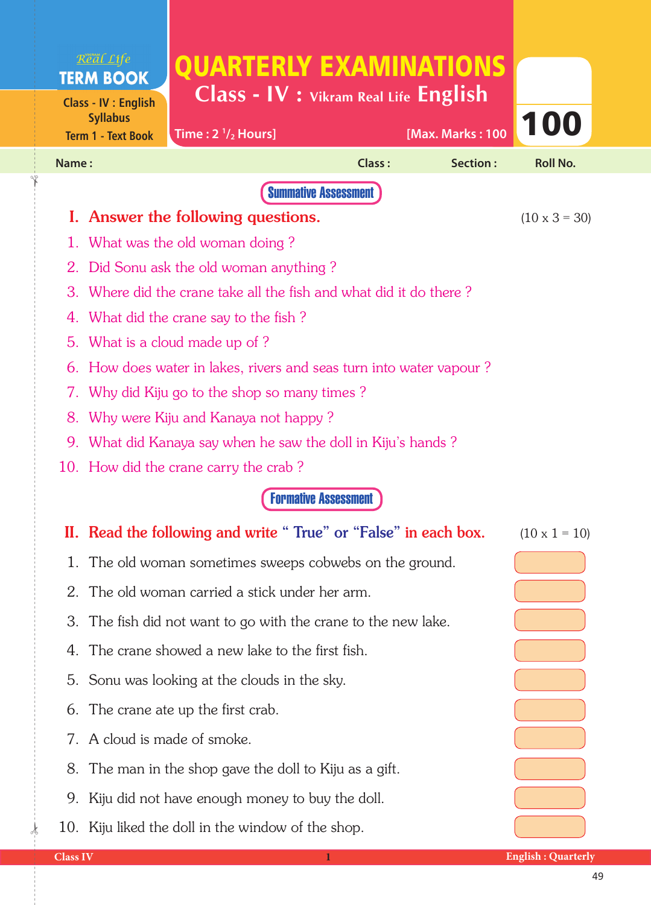Real Life
**TERM BOOK**

Class - IV : English Syllabus
Term 1 - Text Book

# QUARTERLY EXAMINATIONS

## Class - IV : Vikram Real Life English

Time : 2 $^1/_2$ Hours] [Max. Marks : 100

**100**

Name : Class : Section : Roll No.

**Summative Assessment**

## I. Answer the following questions. (10 x 3 = 30)

1. What was the old woman doing ?
2. Did Sonu ask the old woman anything ?
3. Where did the crane take all the fish and what did it do there ?
4. What did the crane say to the fish ?
5. What is a cloud made up of ?
6. How does water in lakes, rivers and seas turn into water vapour ?
7. Why did Kiju go to the shop so many times ?
8. Why were Kiju and Kanaya not happy ?
9. What did Kanaya say when he saw the doll in Kiju's hands ?
10. How did the crane carry the crab ?

**Formative Assessment**

## II. Read the following and write " True" or "False" in each box. (10 x 1 = 10)

1. The old woman sometimes sweeps cobwebs on the ground. [ ]
2. The old woman carried a stick under her arm. [ ]
3. The fish did not want to go with the crane to the new lake. [ ]
4. The crane showed a new lake to the first fish. [ ]
5. Sonu was looking at the clouds in the sky. [ ]
6. The crane ate up the first crab. [ ]
7. A cloud is made of smoke. [ ]
8. The man in the shop gave the doll to Kiju as a gift. [ ]
9. Kiju did not have enough money to buy the doll. [ ]
10. Kiju liked the doll in the window of the shop. [ ]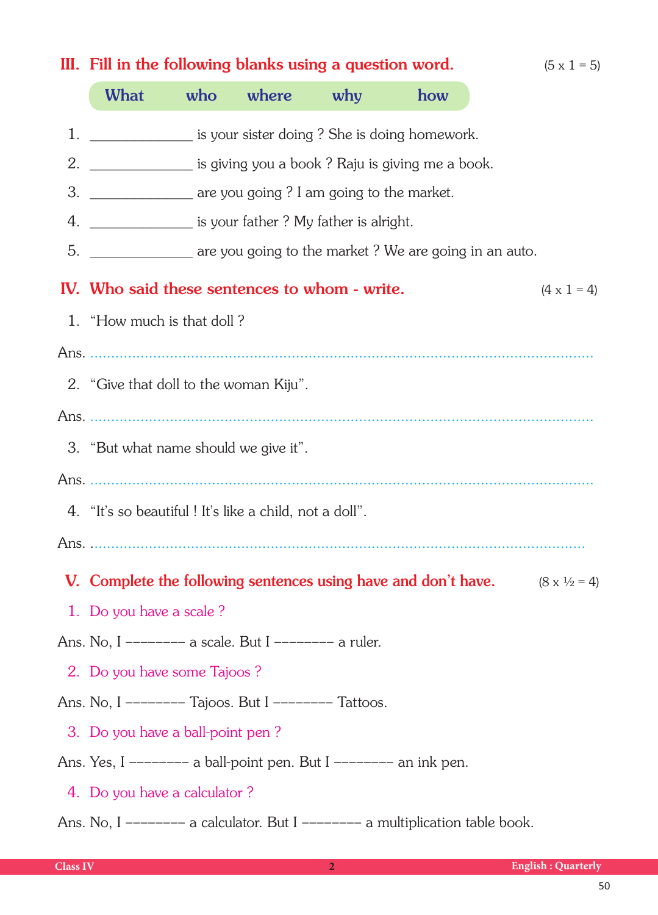## III. Fill in the following blanks using a question word. (5 x 1 = 5)

| What | who | where | why | how |
|---|---|---|---|---|

1. ______________ is your sister doing ? She is doing homework.
2. ______________ is giving you a book ? Raju is giving me a book.
3. ______________ are you going ? I am going to the market.
4. ______________ is your father ? My father is alright.
5. ______________ are you going to the market ? We are going in an auto.

## IV. Who said these sentences to whom - write. (4 x 1 = 4)

1. "How much is that doll ?

Ans. ..........................................................................................................

2. "Give that doll to the woman Kiju".

Ans. ..........................................................................................................

3. "But what name should we give it".

Ans. ..........................................................................................................

4. "It's so beautiful ! It's like a child, not a doll".

Ans. ..........................................................................................................

## V. Complete the following sentences using have and don't have. (8 x ½ = 4)

1. Do you have a scale ?

Ans. No, I -------- a scale. But I -------- a ruler.

2. Do you have some Tajoos ?

Ans. No, I -------- Tajoos. But I -------- Tattoos.

3. Do you have a ball-point pen ?

Ans. Yes, I -------- a ball-point pen. But I -------- an ink pen.

4. Do you have a calculator ?

Ans. No, I -------- a calculator. But I -------- a multiplication table book.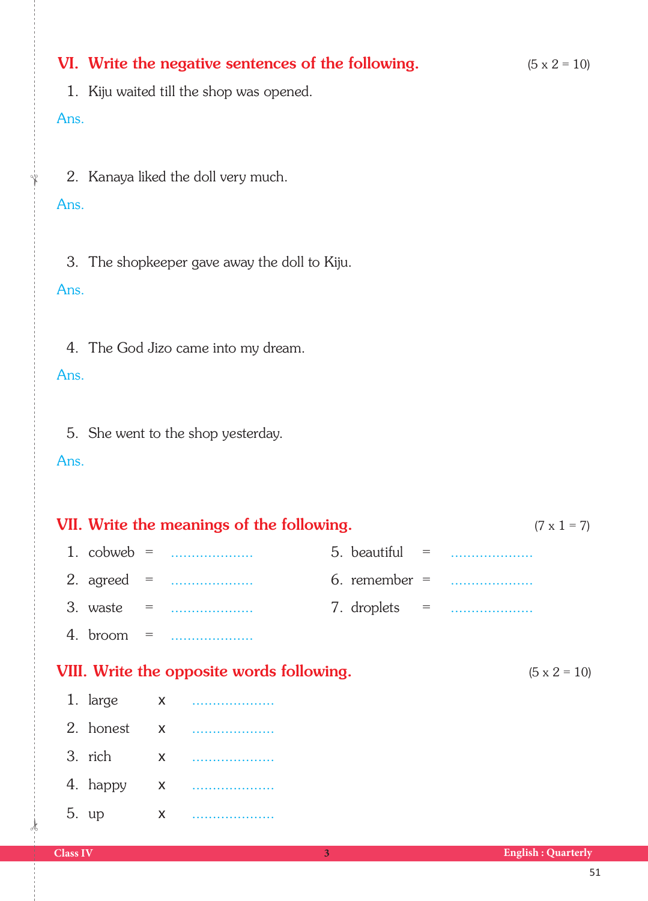## VI. Write the negative sentences of the following. (5 x 2 = 10)

1. Kiju waited till the shop was opened.

Ans.

2. Kanaya liked the doll very much.

Ans.

3. The shopkeeper gave away the doll to Kiju.

Ans.

4. The God Jizo came into my dream.

Ans.

5. She went to the shop yesterday.

Ans.

## VII. Write the meanings of the following. (7 x 1 = 7)

1. cobweb = ....................
2. agreed = ....................
3. waste = ....................
4. broom = ....................
5. beautiful = ....................
6. remember = ....................
7. droplets = ....................

## VIII. Write the opposite words following. (5 x 2 = 10)

1. large x ....................
2. honest x ....................
3. rich x ....................
4. happy x ....................
5. up x ....................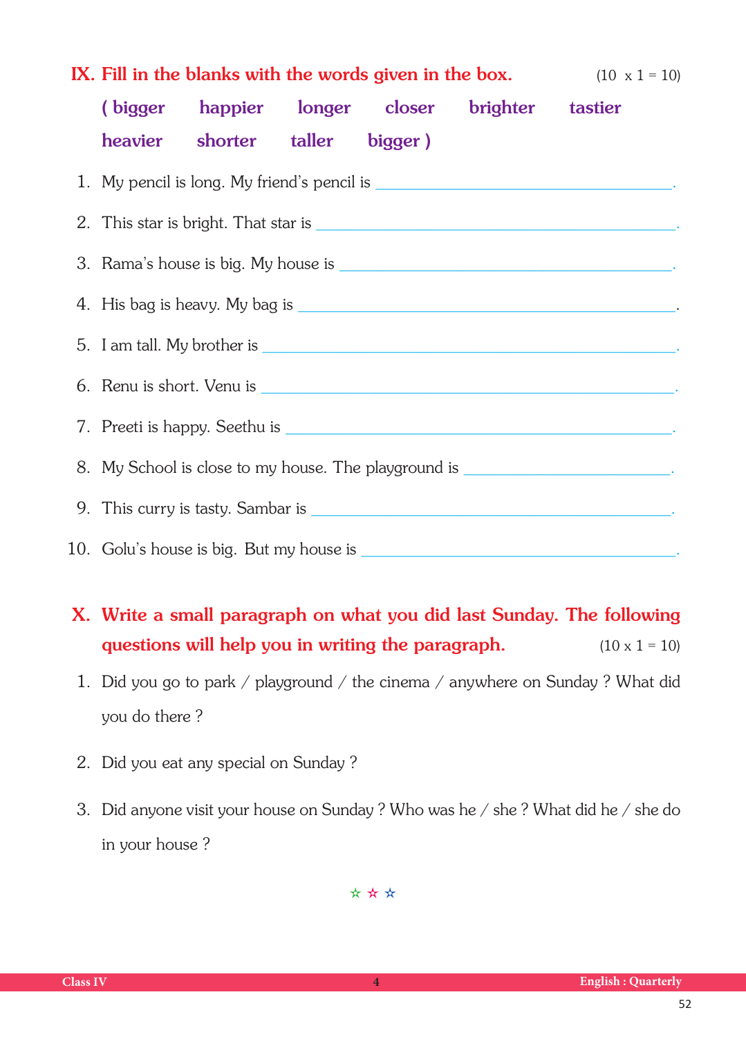## IX. Fill in the blanks with the words given in the box. (10 x 1 = 10)

**( bigger happier longer closer brighter tastier heavier shorter taller bigger )**

1. My pencil is long. My friend's pencil is ______________________.
2. This star is bright. That star is ______________________.
3. Rama's house is big. My house is ______________________.
4. His bag is heavy. My bag is ______________________.
5. I am tall. My brother is ______________________.
6. Renu is short. Venu is ______________________.
7. Preeti is happy. Seethu is ______________________.
8. My School is close to my house. The playground is ______________________.
9. This curry is tasty. Sambar is ______________________.
10. Golu's house is big. But my house is ______________________.

## X. Write a small paragraph on what you did last Sunday. The following questions will help you in writing the paragraph. (10 x 1 = 10)

1. Did you go to park / playground / the cinema / anywhere on Sunday ? What did you do there ?
2. Did you eat any special on Sunday ?
3. Did anyone visit your house on Sunday ? Who was he / she ? What did he / she do in your house ?

☆ ☆ ☆